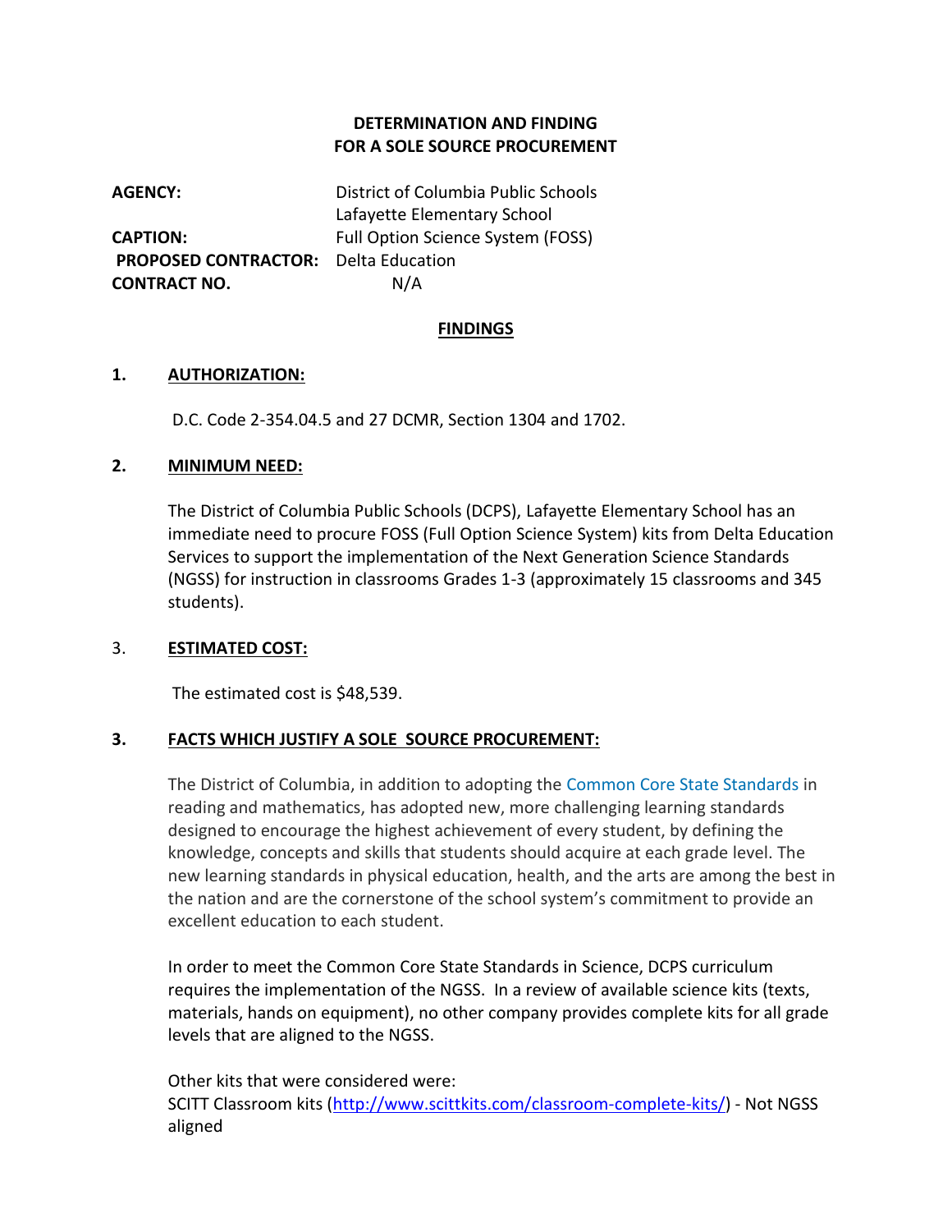**DETERMINATION AND FINDING**
**FOR A SOLE SOURCE PROCUREMENT**

**AGENCY:** District of Columbia Public Schools
Lafayette Elementary School
**CAPTION:** Full Option Science System (FOSS)
**PROPOSED CONTRACTOR:** Delta Education
**CONTRACT NO.** N/A

## FINDINGS

### 1. AUTHORIZATION:

D.C. Code 2-354.04.5 and 27 DCMR, Section 1304 and 1702.

### 2. MINIMUM NEED:

The District of Columbia Public Schools (DCPS), Lafayette Elementary School has an immediate need to procure FOSS (Full Option Science System) kits from Delta Education Services to support the implementation of the Next Generation Science Standards (NGSS) for instruction in classrooms Grades 1-3 (approximately 15 classrooms and 345 students).

### 3. ESTIMATED COST:

The estimated cost is $48,539.

### 3. FACTS WHICH JUSTIFY A SOLE SOURCE PROCUREMENT:

The District of Columbia, in addition to adopting the Common Core State Standards in reading and mathematics, has adopted new, more challenging learning standards designed to encourage the highest achievement of every student, by defining the knowledge, concepts and skills that students should acquire at each grade level. The new learning standards in physical education, health, and the arts are among the best in the nation and are the cornerstone of the school system's commitment to provide an excellent education to each student.

In order to meet the Common Core State Standards in Science, DCPS curriculum requires the implementation of the NGSS. In a review of available science kits (texts, materials, hands on equipment), no other company provides complete kits for all grade levels that are aligned to the NGSS.

Other kits that were considered were:
SCITT Classroom kits (http://www.scittkits.com/classroom-complete-kits/) - Not NGSS aligned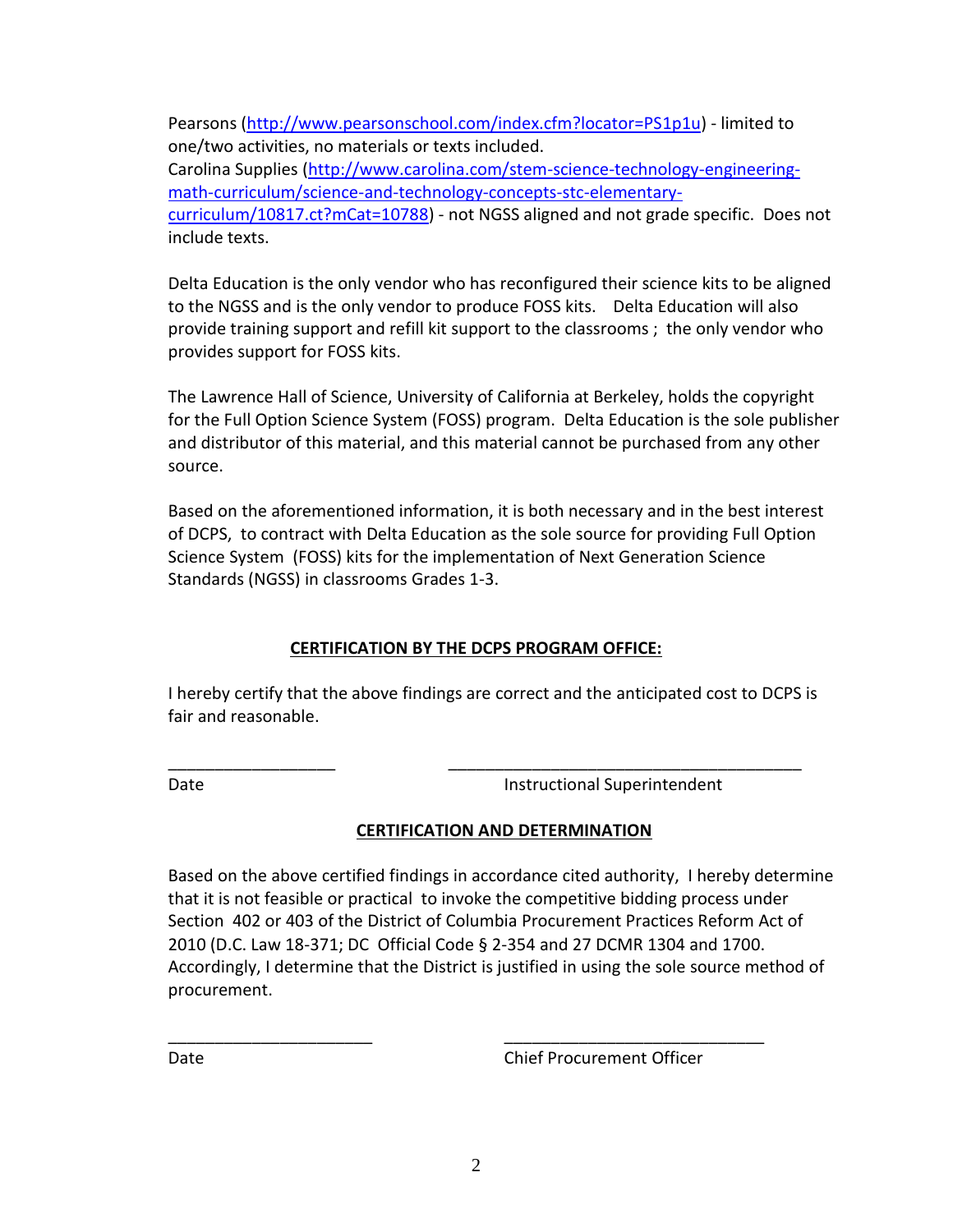Pearsons (http://www.pearsonschool.com/index.cfm?locator=PS1p1u) - limited to one/two activities, no materials or texts included.
Carolina Supplies (http://www.carolina.com/stem-science-technology-engineering-math-curriculum/science-and-technology-concepts-stc-elementary-curriculum/10817.ct?mCat=10788) - not NGSS aligned and not grade specific. Does not include texts.

Delta Education is the only vendor who has reconfigured their science kits to be aligned to the NGSS and is the only vendor to produce FOSS kits. Delta Education will also provide training support and refill kit support to the classrooms ; the only vendor who provides support for FOSS kits.

The Lawrence Hall of Science, University of California at Berkeley, holds the copyright for the Full Option Science System (FOSS) program. Delta Education is the sole publisher and distributor of this material, and this material cannot be purchased from any other source.

Based on the aforementioned information, it is both necessary and in the best interest of DCPS, to contract with Delta Education as the sole source for providing Full Option Science System (FOSS) kits for the implementation of Next Generation Science Standards (NGSS) in classrooms Grades 1-3.

**CERTIFICATION BY THE DCPS PROGRAM OFFICE:**

I hereby certify that the above findings are correct and the anticipated cost to DCPS is fair and reasonable.

_________________ _____________________________________

Date Instructional Superintendent

**CERTIFICATION AND DETERMINATION**

Based on the above certified findings in accordance cited authority, I hereby determine that it is not feasible or practical to invoke the competitive bidding process under Section 402 or 403 of the District of Columbia Procurement Practices Reform Act of 2010 (D.C. Law 18-371; DC Official Code § 2-354 and 27 DCMR 1304 and 1700. Accordingly, I determine that the District is justified in using the sole source method of procurement.

_____________________ ___________________________

Date Chief Procurement Officer